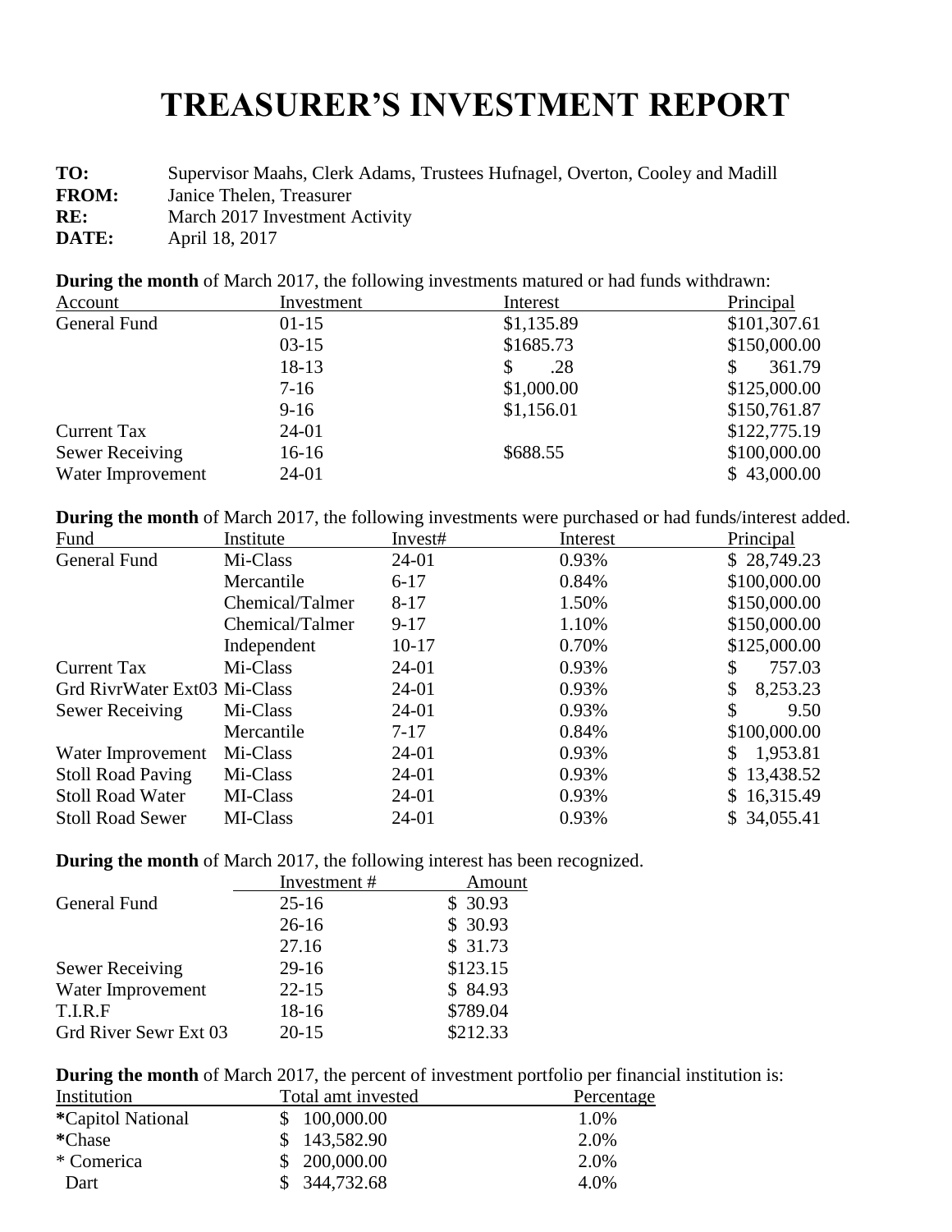# TREASURER'S INVESTMENT REPORT

**TO:** Supervisor Maahs, Clerk Adams, Trustees Hufnagel, Overton, Cooley and Madill
**FROM:** Janice Thelen, Treasurer
**RE:** March 2017 Investment Activity
**DATE:** April 18, 2017

**During the month** of March 2017, the following investments matured or had funds withdrawn:

| Account | Investment | Interest | Principal |
|---|---|---|---|
| General Fund | 01-15 | $1,135.89 | $101,307.61 |
| | 03-15 | $1685.73 | $150,000.00 |
| | 18-13 | $ .28 | $ 361.79 |
| | 7-16 | $1,000.00 | $125,000.00 |
| | 9-16 | $1,156.01 | $150,761.87 |
| Current Tax | 24-01 | | $122,775.19 |
| Sewer Receiving | 16-16 | $688.55 | $100,000.00 |
| Water Improvement | 24-01 | | $ 43,000.00 |

**During the month** of March 2017, the following investments were purchased or had funds/interest added.

| Fund | Institute | Invest# | Interest | Principal |
|---|---|---|---|---|
| General Fund | Mi-Class | 24-01 | 0.93% | $ 28,749.23 |
| | Mercantile | 6-17 | 0.84% | $100,000.00 |
| | Chemical/Talmer | 8-17 | 1.50% | $150,000.00 |
| | Chemical/Talmer | 9-17 | 1.10% | $150,000.00 |
| | Independent | 10-17 | 0.70% | $125,000.00 |
| Current Tax | Mi-Class | 24-01 | 0.93% | $ 757.03 |
| Grd RivrWater Ext03 | Mi-Class | 24-01 | 0.93% | $ 8,253.23 |
| Sewer Receiving | Mi-Class | 24-01 | 0.93% | $ 9.50 |
| | Mercantile | 7-17 | 0.84% | $100,000.00 |
| Water Improvement | Mi-Class | 24-01 | 0.93% | $ 1,953.81 |
| Stoll Road Paving | Mi-Class | 24-01 | 0.93% | $ 13,438.52 |
| Stoll Road Water | MI-Class | 24-01 | 0.93% | $ 16,315.49 |
| Stoll Road Sewer | MI-Class | 24-01 | 0.93% | $ 34,055.41 |

**During the month** of March 2017, the following interest has been recognized.

| | Investment # | Amount |
|---|---|---|
| General Fund | 25-16 | $ 30.93 |
| | 26-16 | $ 30.93 |
| | 27.16 | $ 31.73 |
| Sewer Receiving | 29-16 | $123.15 |
| Water Improvement | 22-15 | $ 84.93 |
| T.I.R.F | 18-16 | $789.04 |
| Grd River Sewr Ext 03 | 20-15 | $212.33 |

**During the month** of March 2017, the percent of investment portfolio per financial institution is:

| Institution | Total amt invested | Percentage |
|---|---|---|
| *Capitol National | $ 100,000.00 | 1.0% |
| *Chase | $ 143,582.90 | 2.0% |
| * Comerica | $ 200,000.00 | 2.0% |
| Dart | $ 344,732.68 | 4.0% |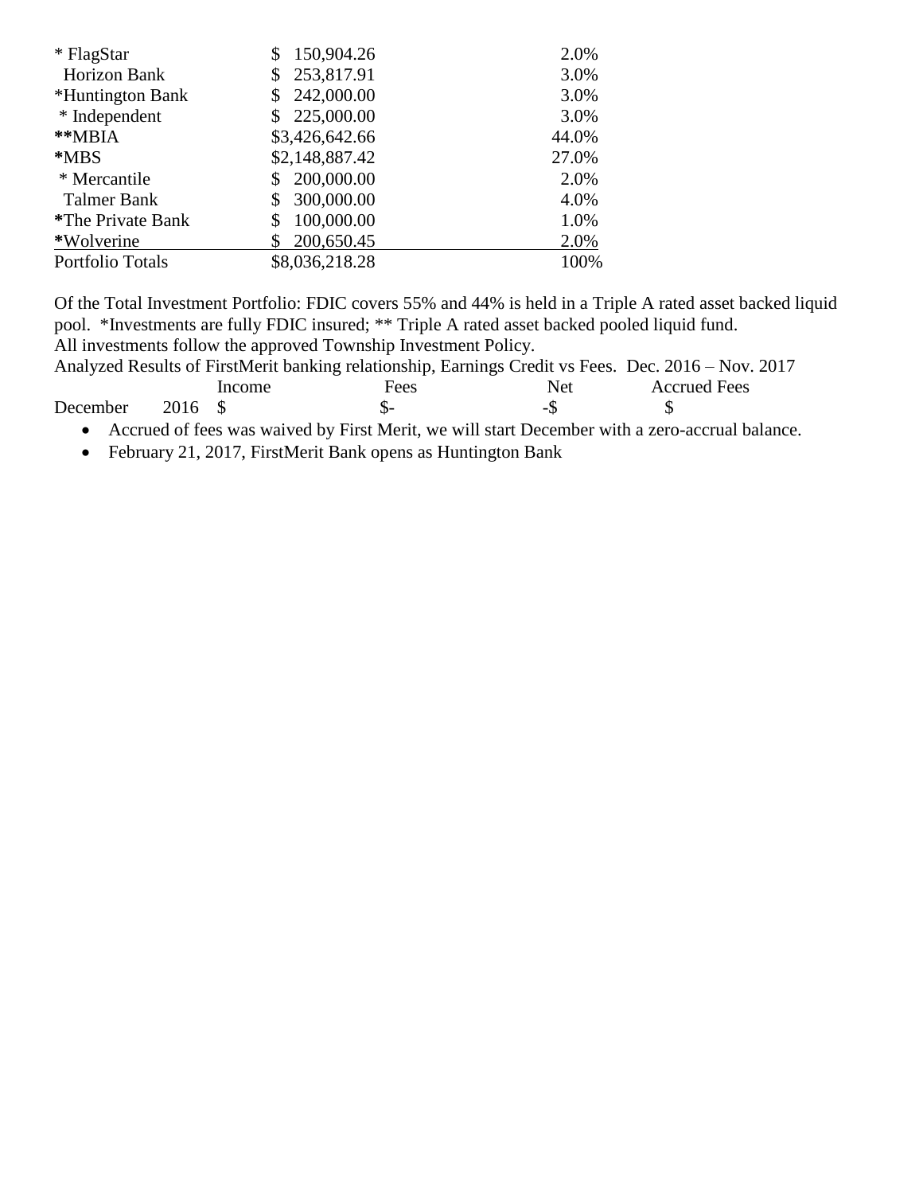| | | |
|---|---|---|
| * FlagStar | $ 150,904.26 | 2.0% |
| Horizon Bank | $ 253,817.91 | 3.0% |
| *Huntington Bank | $ 242,000.00 | 3.0% |
| * Independent | $ 225,000.00 | 3.0% |
| **MBIA | $3,426,642.66 | 44.0% |
| *MBS | $2,148,887.42 | 27.0% |
| * Mercantile | $ 200,000.00 | 2.0% |
| Talmer Bank | $ 300,000.00 | 4.0% |
| *The Private Bank | $ 100,000.00 | 1.0% |
| *Wolverine | $ 200,650.45 | 2.0% |
| Portfolio Totals | $8,036,218.28 | 100% |

Of the Total Investment Portfolio: FDIC covers 55% and 44% is held in a Triple A rated asset backed liquid pool. *Investments are fully FDIC insured; ** Triple A rated asset backed pooled liquid fund.
All investments follow the approved Township Investment Policy.
Analyzed Results of FirstMerit banking relationship, Earnings Credit vs Fees. Dec. 2016 – Nov. 2017

| | | Income | Fees | Net | Accrued Fees |
|---|---|---|---|---|---|
| December | 2016 | $ | $- | -$ | $ |

- Accrued of fees was waived by First Merit, we will start December with a zero-accrual balance.
- February 21, 2017, FirstMerit Bank opens as Huntington Bank